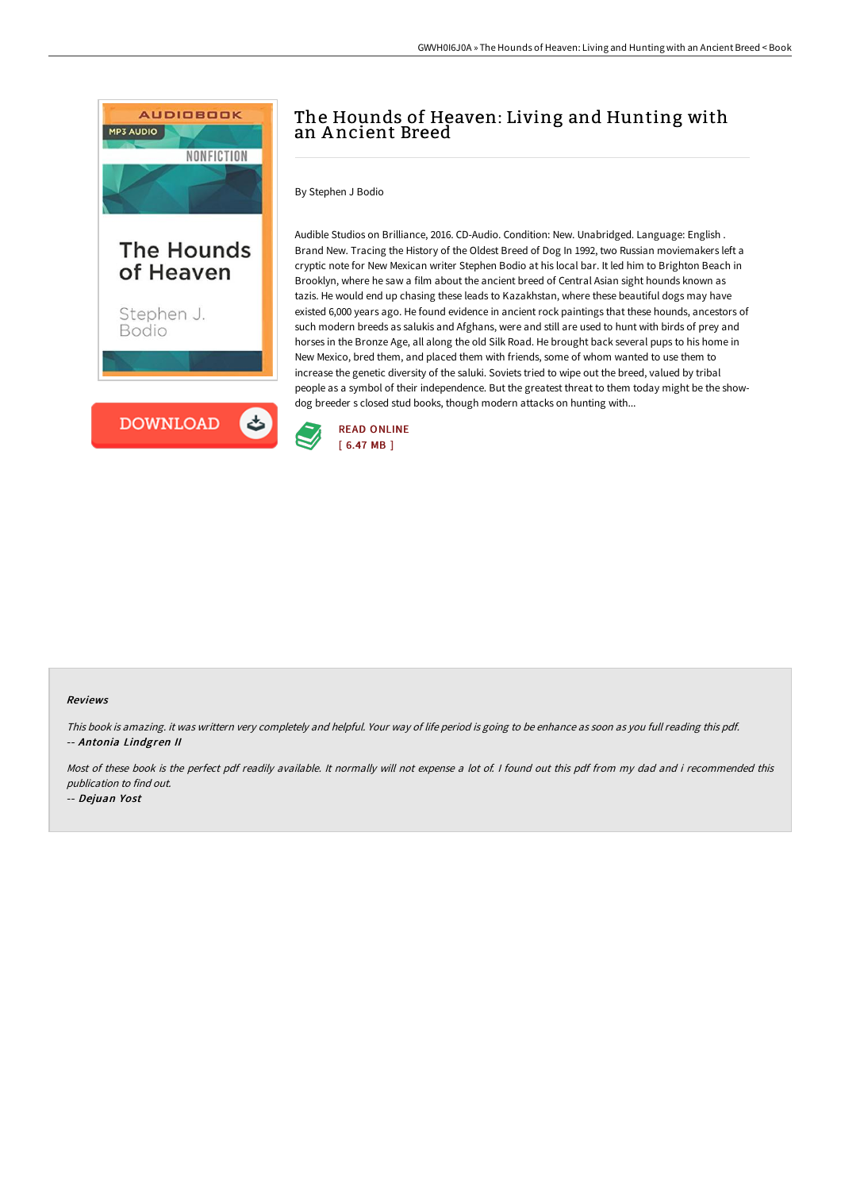# The Hounds of Heaven: Living and Hunting with an Ancient Breed

By Stephen J Bodio

Audible Studios on Brilliance, 2016. CD-Audio. Condition: New. Unabridged. Language: English . Brand New. Tracing the History of the Oldest Breed of Dog In 1992, two Russian moviemakers left a cryptic note for New Mexican writer Stephen Bodio at his local bar. It led him to Brighton Beach in Brooklyn, where he saw a film about the ancient breed of Central Asian sight hounds known as tazis. He would end up chasing these leads to Kazakhstan, where these beautiful dogs may have existed 6,000 years ago. He found evidence in ancient rock paintings that these hounds, ancestors of such modern breeds as salukis and Afghans, were and still are used to hunt with birds of prey and horses in the Bronze Age, all along the old Silk Road. He brought back several pups to his home in New Mexico, bred them, and placed them with friends, some of whom wanted to use them to increase the genetic diversity of the saluki. Soviets tried to wipe out the breed, valued by tribal people as a symbol of their independence. But the greatest threat to them today might be the show-dog breeder s closed stud books, though modern attacks on hunting with...

READ ONLINE
[ 6.47 MB ]

### Reviews

*This book is amazing. it was writtern very completely and helpful. Your way of life period is going to be enhance as soon as you full reading this pdf.*
*-- **Antonia Lindgren II***

*Most of these book is the perfect pdf readily available. It normally will not expense a lot of. I found out this pdf from my dad and i recommended this publication to find out.*
*-- **Dejuan Yost***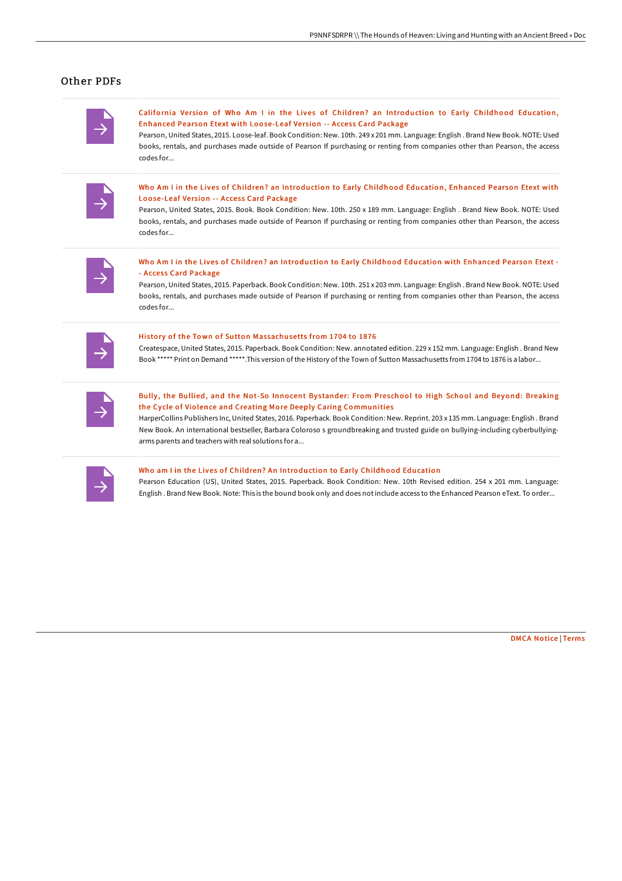## Other PDFs

**California Version of Who Am I in the Lives of Children? an Introduction to Early Childhood Education, Enhanced Pearson Etext with Loose-Leaf Version -- Access Card Package**

Pearson, United States, 2015. Loose-leaf. Book Condition: New. 10th. 249 x 201 mm. Language: English . Brand New Book. NOTE: Used books, rentals, and purchases made outside of Pearson If purchasing or renting from companies other than Pearson, the access codes for...

**Who Am I in the Lives of Children? an Introduction to Early Childhood Education, Enhanced Pearson Etext with Loose-Leaf Version -- Access Card Package**

Pearson, United States, 2015. Book. Book Condition: New. 10th. 250 x 189 mm. Language: English . Brand New Book. NOTE: Used books, rentals, and purchases made outside of Pearson If purchasing or renting from companies other than Pearson, the access codes for...

**Who Am I in the Lives of Children? an Introduction to Early Childhood Education with Enhanced Pearson Etext -- Access Card Package**

Pearson, United States, 2015. Paperback. Book Condition: New. 10th. 251 x 203 mm. Language: English . Brand New Book. NOTE: Used books, rentals, and purchases made outside of Pearson If purchasing or renting from companies other than Pearson, the access codes for...

**History of the Town of Sutton Massachusetts from 1704 to 1876**

Createspace, United States, 2015. Paperback. Book Condition: New. annotated edition. 229 x 152 mm. Language: English . Brand New Book ***** Print on Demand *****.This version of the History of the Town of Sutton Massachusetts from 1704 to 1876 is a labor...

**Bully, the Bullied, and the Not-So Innocent Bystander: From Preschool to High School and Beyond: Breaking the Cycle of Violence and Creating More Deeply Caring Communities**

HarperCollins Publishers Inc, United States, 2016. Paperback. Book Condition: New. Reprint. 203 x 135 mm. Language: English . Brand New Book. An international bestseller, Barbara Coloroso s groundbreaking and trusted guide on bullying-including cyberbullying-arms parents and teachers with real solutions for a...

**Who am I in the Lives of Children? An Introduction to Early Childhood Education**

Pearson Education (US), United States, 2015. Paperback. Book Condition: New. 10th Revised edition. 254 x 201 mm. Language: English . Brand New Book. Note: This is the bound book only and does not include access to the Enhanced Pearson eText. To order...

DMCA Notice | Terms